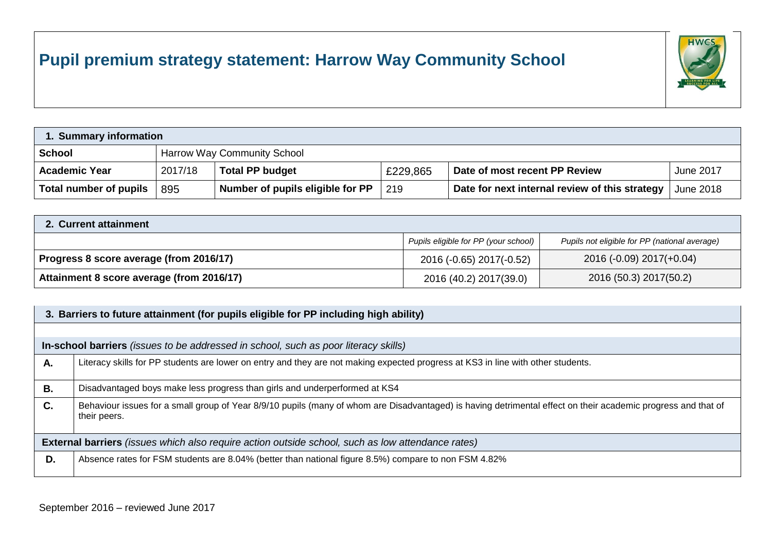# Pupil premium strategy statement: Harrow Way Community School

| 1. Summary information | | | | | |
|---|---|---|---|---|---|
| **School** | Harrow Way Community School | | | | |
| **Academic Year** | 2017/18 | **Total PP budget** | £229,865 | **Date of most recent PP Review** | June 2017 |
| **Total number of pupils** | 895 | **Number of pupils eligible for PP** | 219 | **Date for next internal review of this strategy** | June 2018 |

| 2. Current attainment | | |
|---|---|---|
| | *Pupils eligible for PP (your school)* | *Pupils not eligible for PP (national average)* |
| **Progress 8 score average (from 2016/17)** | 2016 (-0.65) 2017(-0.52) | 2016 (-0.09) 2017(+0.04) |
| **Attainment 8 score average (from 2016/17)** | 2016 (40.2) 2017(39.0) | 2016 (50.3) 2017(50.2) |

| 3. Barriers to future attainment (for pupils eligible for PP including high ability) | |
|---|---|
| | |
| **In-school barriers** *(issues to be addressed in school, such as poor literacy skills)* | |
| **A.** | Literacy skills for PP students are lower on entry and they are not making expected progress at KS3 in line with other students. |
| **B.** | Disadvantaged boys make less progress than girls and underperformed at KS4 |
| **C.** | Behaviour issues for a small group of Year 8/9/10 pupils (many of whom are Disadvantaged) is having detrimental effect on their academic progress and that of their peers. |
| **External barriers** *(issues which also require action outside school, such as low attendance rates)* | |
| **D.** | Absence rates for FSM students are 8.04% (better than national figure 8.5%) compare to non FSM 4.82% |

September 2016 – reviewed June 2017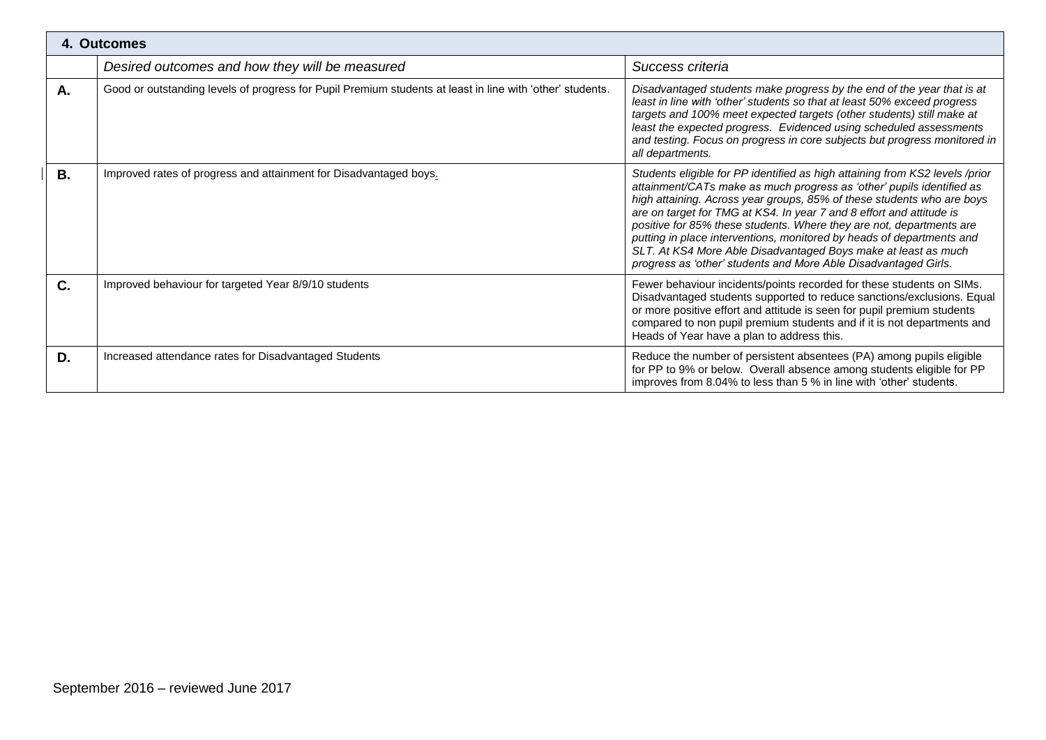| 4. Outcomes | | |
|---|---|---|
| | *Desired outcomes and how they will be measured* | *Success criteria* |
| **A.** | Good or outstanding levels of progress for Pupil Premium students at least in line with 'other' students. | *Disadvantaged students make progress by the end of the year that is at least in line with 'other' students so that at least 50% exceed progress targets and 100% meet expected targets (other students) still make at least the expected progress. Evidenced using scheduled assessments and testing. Focus on progress in core subjects but progress monitored in all departments.* |
| **B.** | Improved rates of progress and attainment for Disadvantaged boys. | *Students eligible for PP identified as high attaining from KS2 levels /prior attainment/CATs make as much progress as 'other' pupils identified as high attaining. Across year groups, 85% of these students who are boys are on target for TMG at KS4. In year 7 and 8 effort and attitude is positive for 85% these students. Where they are not, departments are putting in place interventions, monitored by heads of departments and SLT. At KS4 More Able Disadvantaged Boys make at least as much progress as 'other' students and More Able Disadvantaged Girls.* |
| **C.** | Improved behaviour for targeted Year 8/9/10 students | Fewer behaviour incidents/points recorded for these students on SIMs. Disadvantaged students supported to reduce sanctions/exclusions. Equal or more positive effort and attitude is seen for pupil premium students compared to non pupil premium students and if it is not departments and Heads of Year have a plan to address this. |
| **D.** | Increased attendance rates for Disadvantaged Students | Reduce the number of persistent absentees (PA) among pupils eligible for PP to 9% or below. Overall absence among students eligible for PP improves from 8.04% to less than 5 % in line with 'other' students. |

September 2016 – reviewed June 2017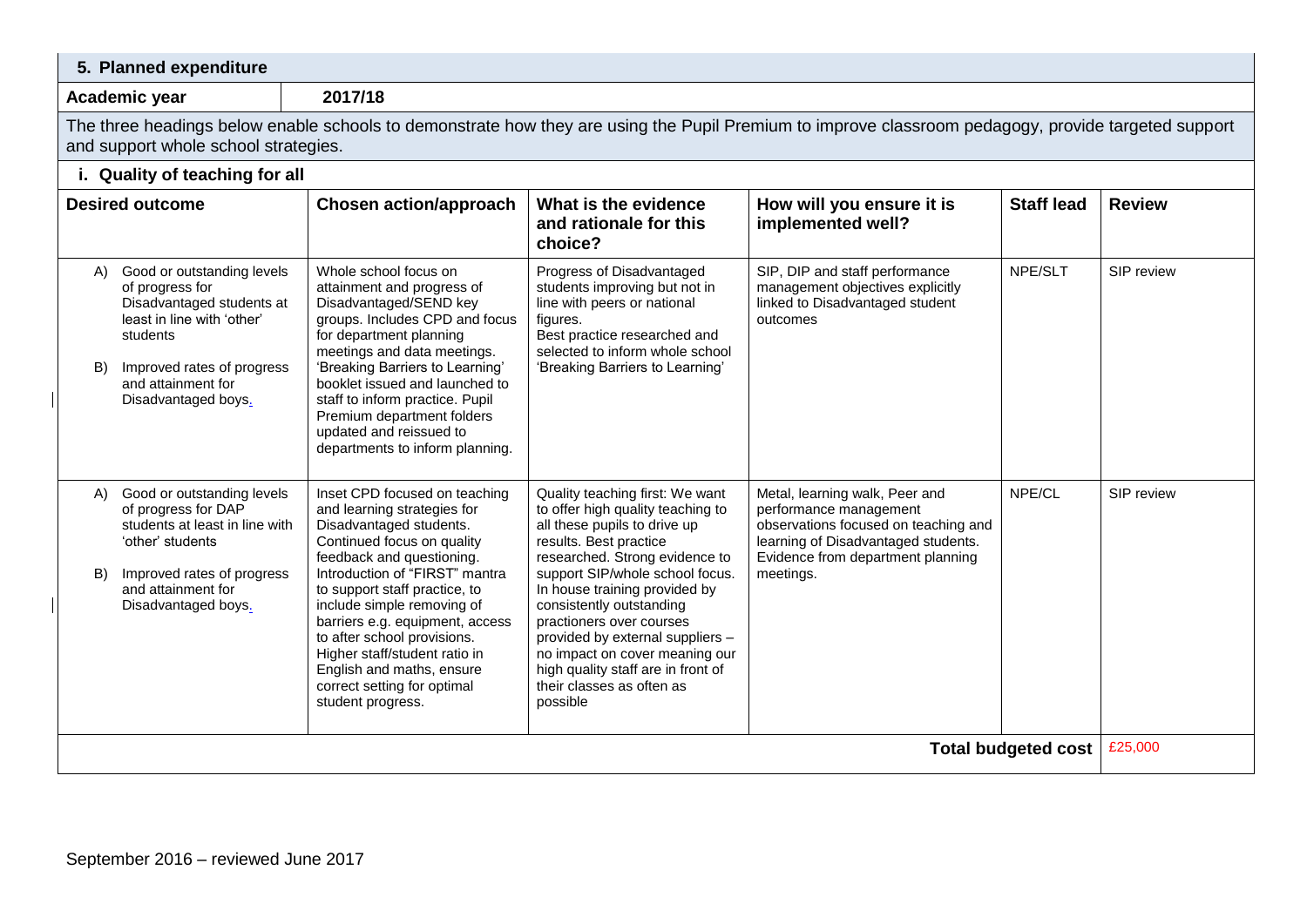## 5. Planned expenditure

| Academic year | 2017/18 |
|---|---|

The three headings below enable schools to demonstrate how they are using the Pupil Premium to improve classroom pedagogy, provide targeted support and support whole school strategies.

### i. Quality of teaching for all

| Desired outcome | Chosen action/approach | What is the evidence and rationale for this choice? | How will you ensure it is implemented well? | Staff lead | Review |
|---|---|---|---|---|---|
| A) Good or outstanding levels of progress for Disadvantaged students at least in line with 'other' students<br><br>B) Improved rates of progress and attainment for Disadvantaged boys. | Whole school focus on attainment and progress of Disadvantaged/SEND key groups. Includes CPD and focus for department planning meetings and data meetings. 'Breaking Barriers to Learning' booklet issued and launched to staff to inform practice. Pupil Premium department folders updated and reissued to departments to inform planning. | Progress of Disadvantaged students improving but not in line with peers or national figures.<br>Best practice researched and selected to inform whole school 'Breaking Barriers to Learning' | SIP, DIP and staff performance management objectives explicitly linked to Disadvantaged student outcomes | NPE/SLT | SIP review |
| A) Good or outstanding levels of progress for DAP students at least in line with 'other' students<br><br>B) Improved rates of progress and attainment for Disadvantaged boys. | Inset CPD focused on teaching and learning strategies for Disadvantaged students. Continued focus on quality feedback and questioning. Introduction of "FIRST" mantra to support staff practice, to include simple removing of barriers e.g. equipment, access to after school provisions. Higher staff/student ratio in English and maths, ensure correct setting for optimal student progress. | Quality teaching first: We want to offer high quality teaching to all these pupils to drive up results. Best practice researched. Strong evidence to support SIP/whole school focus. In house training provided by consistently outstanding practioners over courses provided by external suppliers – no impact on cover meaning our high quality staff are in front of their classes as often as possible | Metal, learning walk, Peer and performance management observations focused on teaching and learning of Disadvantaged students. Evidence from department planning meetings. | NPE/CL | SIP review |
| | | | | **Total budgeted cost** | £25,000 |

September 2016 – reviewed June 2017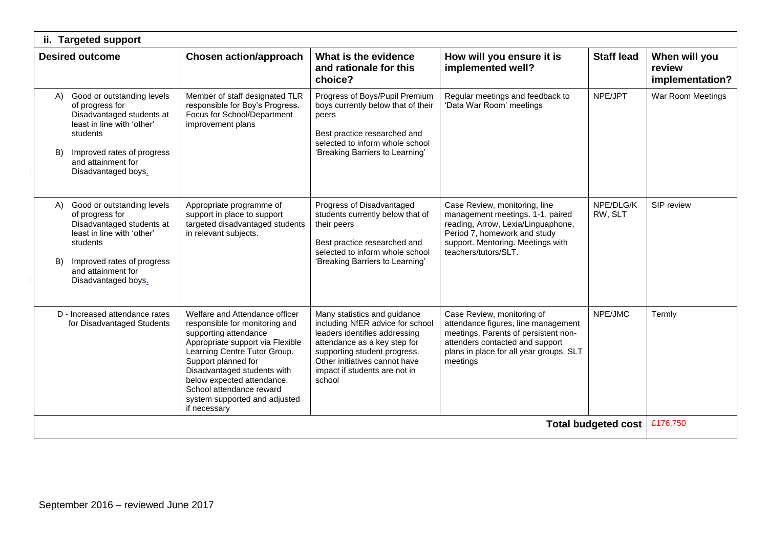## ii. Targeted support

| Desired outcome | Chosen action/approach | What is the evidence and rationale for this choice? | How will you ensure it is implemented well? | Staff lead | When will you review implementation? |
|---|---|---|---|---|---|
| A) Good or outstanding levels of progress for Disadvantaged students at least in line with 'other' students<br><br>B) Improved rates of progress and attainment for Disadvantaged boys. | Member of staff designated TLR responsible for Boy's Progress. Focus for School/Department improvement plans | Progress of Boys/Pupil Premium boys currently below that of their peers<br><br>Best practice researched and selected to inform whole school 'Breaking Barriers to Learning' | Regular meetings and feedback to 'Data War Room' meetings | NPE/JPT | War Room Meetings |
| A) Good or outstanding levels of progress for Disadvantaged students at least in line with 'other' students<br><br>B) Improved rates of progress and attainment for Disadvantaged boys. | Appropriate programme of support in place to support targeted disadvantaged students in relevant subjects. | Progress of Disadvantaged students currently below that of their peers<br><br>Best practice researched and selected to inform whole school 'Breaking Barriers to Learning' | Case Review, monitoring, line management meetings. 1-1, paired reading, Arrow, Lexia/Linguaphone, Period 7, homework and study support. Mentoring. Meetings with teachers/tutors/SLT. | NPE/DLG/KRW, SLT | SIP review |
| D - Increased attendance rates for Disadvantaged Students | Welfare and Attendance officer responsible for monitoring and supporting attendance Appropriate support via Flexible Learning Centre Tutor Group. Support planned for Disadvantaged students with below expected attendance. School attendance reward system supported and adjusted if necessary | Many statistics and guidance including NfER advice for school leaders identifies addressing attendance as a key step for supporting student progress. Other initiatives cannot have impact if students are not in school | Case Review, monitoring of attendance figures, line management meetings, Parents of persistent non-attenders contacted and support plans in place for all year groups. SLT meetings | NPE/JMC | Termly |
| | | | | **Total budgeted cost** | £176,750 |

September 2016 – reviewed June 2017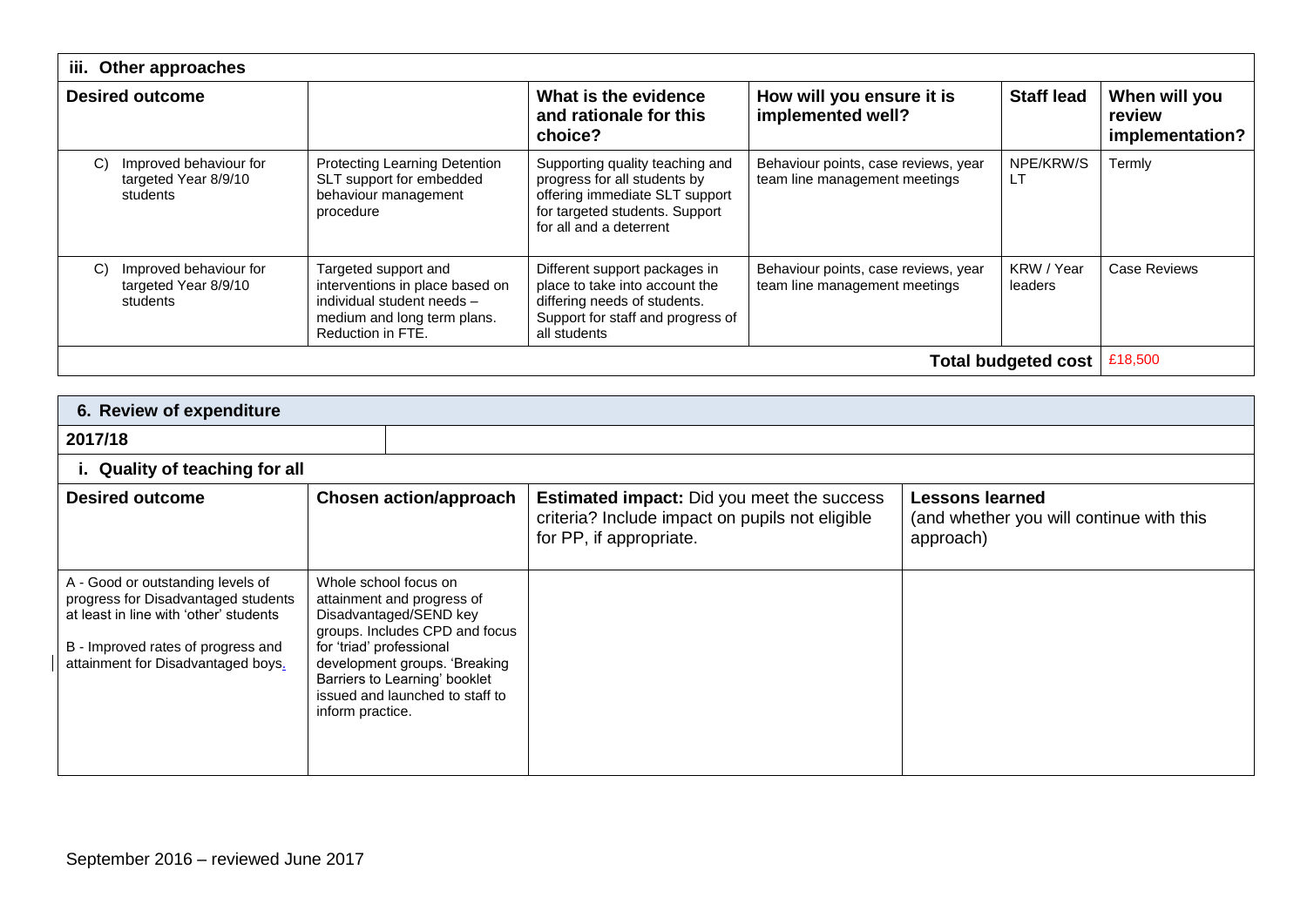| iii. Other approaches | | | | | |
|---|---|---|---|---|---|
| **Desired outcome** | | **What is the evidence and rationale for this choice?** | **How will you ensure it is implemented well?** | **Staff lead** | **When will you review implementation?** |
| C) Improved behaviour for targeted Year 8/9/10 students | Protecting Learning Detention SLT support for embedded behaviour management procedure | Supporting quality teaching and progress for all students by offering immediate SLT support for targeted students. Support for all and a deterrent | Behaviour points, case reviews, year team line management meetings | NPE/KRW/SLT | Termly |
| C) Improved behaviour for targeted Year 8/9/10 students | Targeted support and interventions in place based on individual student needs – medium and long term plans. Reduction in FTE. | Different support packages in place to take into account the differing needs of students. Support for staff and progress of all students | Behaviour points, case reviews, year team line management meetings | KRW / Year leaders | Case Reviews |
| | | | | **Total budgeted cost** | £18,500 |

| 6. Review of expenditure | | | |
|---|---|---|---|
| **2017/18** | | | |
| **i. Quality of teaching for all** | | | |
| **Desired outcome** | **Chosen action/approach** | **Estimated impact:** Did you meet the success criteria? Include impact on pupils not eligible for PP, if appropriate. | **Lessons learned** (and whether you will continue with this approach) |
| A - Good or outstanding levels of progress for Disadvantaged students at least in line with 'other' students<br><br>B - Improved rates of progress and attainment for Disadvantaged boys. | Whole school focus on attainment and progress of Disadvantaged/SEND key groups. Includes CPD and focus for 'triad' professional development groups. 'Breaking Barriers to Learning' booklet issued and launched to staff to inform practice. | | |

September 2016 – reviewed June 2017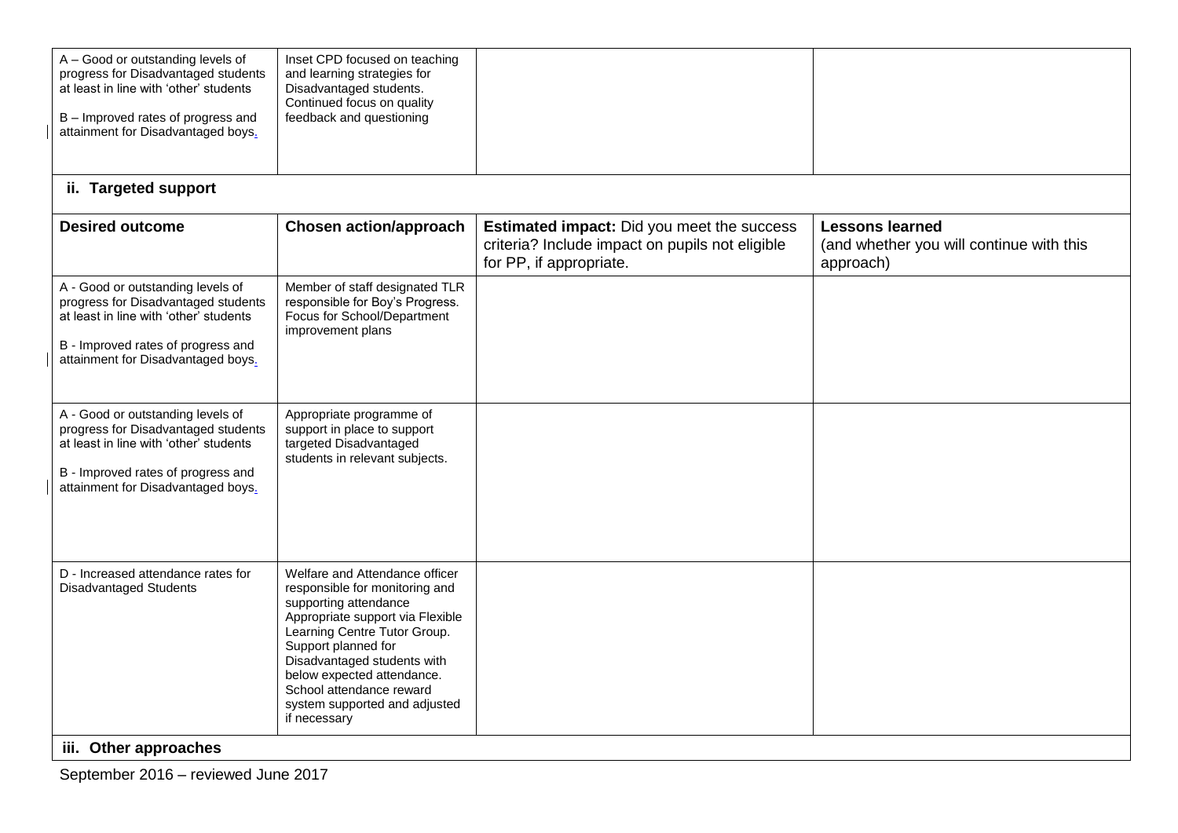| | | | |
|---|---|---|---|
| A – Good or outstanding levels of progress for Disadvantaged students at least in line with 'other' students<br><br>B – Improved rates of progress and attainment for Disadvantaged boys. | Inset CPD focused on teaching and learning strategies for Disadvantaged students. Continued focus on quality feedback and questioning | | |

**ii. Targeted support**

| Desired outcome | Chosen action/approach | **Estimated impact:** Did you meet the success criteria? Include impact on pupils not eligible for PP, if appropriate. | **Lessons learned** (and whether you will continue with this approach) |
|---|---|---|---|
| A - Good or outstanding levels of progress for Disadvantaged students at least in line with 'other' students<br><br>B - Improved rates of progress and attainment for Disadvantaged boys. | Member of staff designated TLR responsible for Boy's Progress. Focus for School/Department improvement plans | | |
| A - Good or outstanding levels of progress for Disadvantaged students at least in line with 'other' students<br><br>B - Improved rates of progress and attainment for Disadvantaged boys. | Appropriate programme of support in place to support targeted Disadvantaged students in relevant subjects. | | |
| D - Increased attendance rates for Disadvantaged Students | Welfare and Attendance officer responsible for monitoring and supporting attendance<br>Appropriate support via Flexible Learning Centre Tutor Group.<br>Support planned for Disadvantaged students with below expected attendance.<br>School attendance reward system supported and adjusted if necessary | | |

**iii. Other approaches**

September 2016 – reviewed June 2017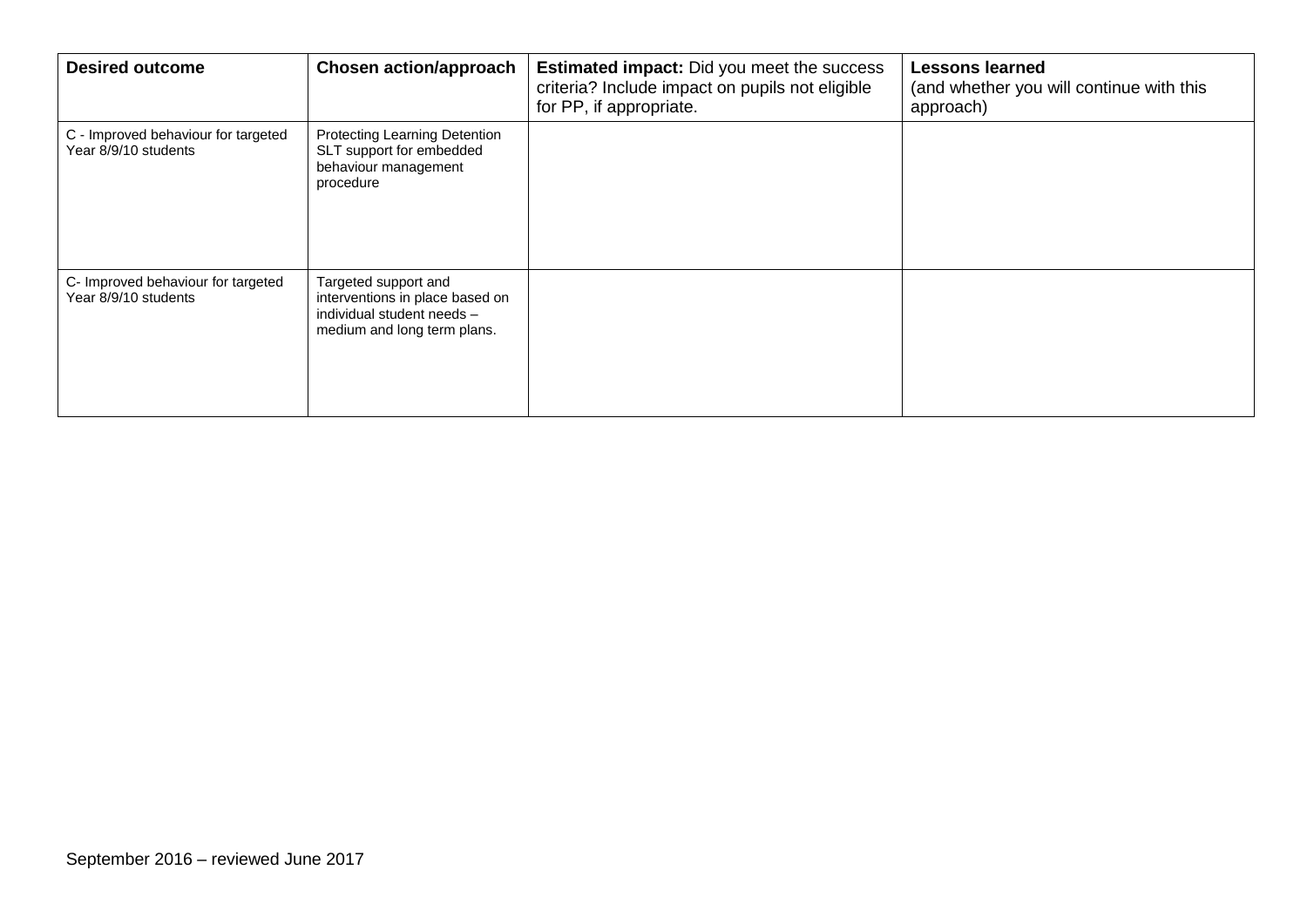| **Desired outcome** | **Chosen action/approach** | **Estimated impact:** Did you meet the success criteria? Include impact on pupils not eligible for PP, if appropriate. | **Lessons learned** (and whether you will continue with this approach) |
|---|---|---|---|
| C - Improved behaviour for targeted Year 8/9/10 students | Protecting Learning Detention SLT support for embedded behaviour management procedure | | |
| C- Improved behaviour for targeted Year 8/9/10 students | Targeted support and interventions in place based on individual student needs – medium and long term plans. | | |

September 2016 – reviewed June 2017